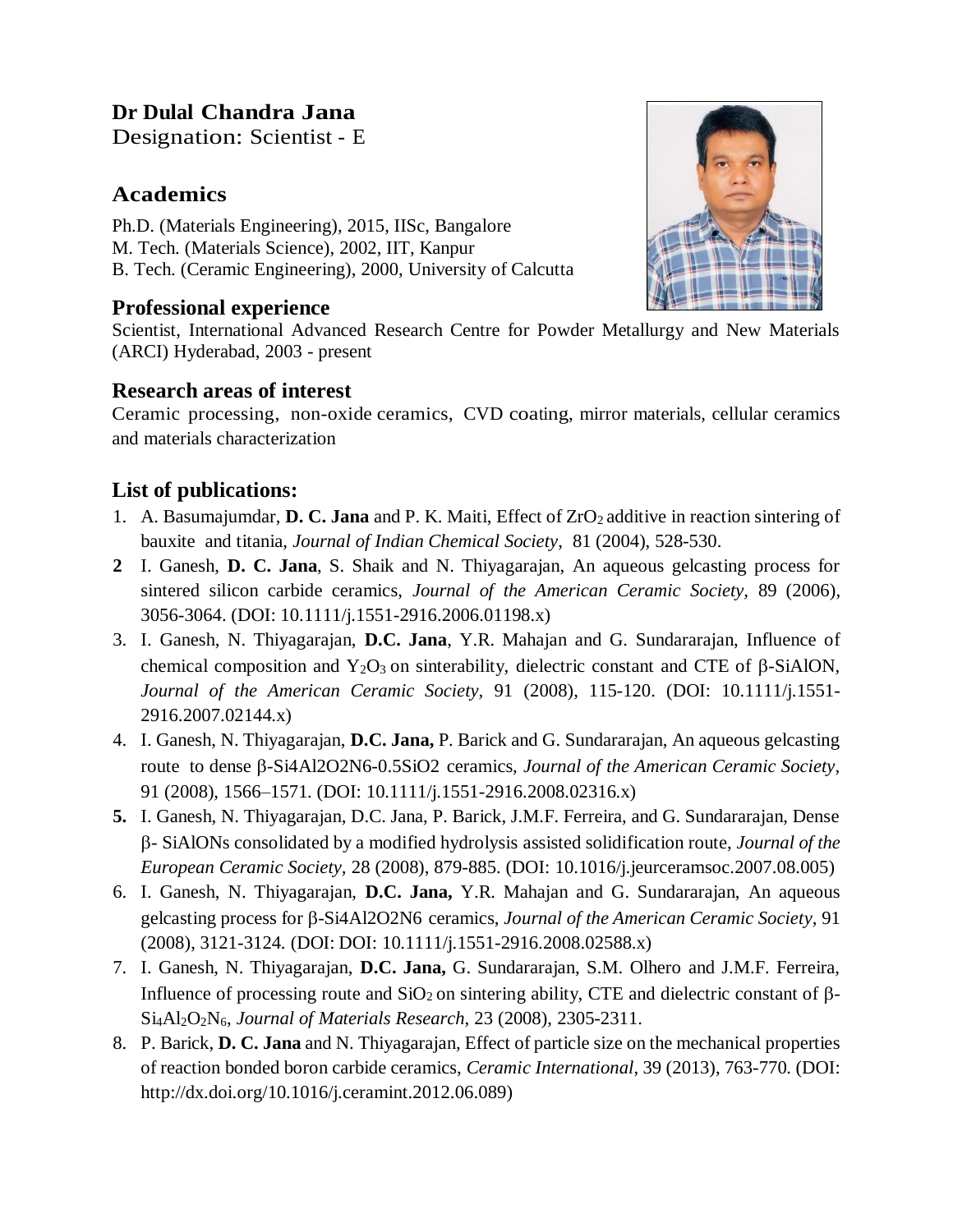# Dr Dulal Chandra Jana

Designation: Scientist - E

## Academics

Ph.D. (Materials Engineering), 2015, IISc, Bangalore
M. Tech. (Materials Science), 2002, IIT, Kanpur
B. Tech. (Ceramic Engineering), 2000, University of Calcutta

## Professional experience

Scientist, International Advanced Research Centre for Powder Metallurgy and New Materials (ARCI) Hyderabad, 2003 - present

## Research areas of interest

Ceramic processing, non-oxide ceramics, CVD coating, mirror materials, cellular ceramics and materials characterization

## List of publications:

1. A. Basumajumdar, **D. C. Jana** and P. K. Maiti, Effect of $ZrO_2$ additive in reaction sintering of bauxite and titania, *Journal of Indian Chemical Society*, 81 (2004), 528-530.
2. I. Ganesh, **D. C. Jana**, S. Shaik and N. Thiyagarajan, An aqueous gelcasting process for sintered silicon carbide ceramics, *Journal of the American Ceramic Society*, 89 (2006), 3056-3064. (DOI: 10.1111/j.1551-2916.2006.01198.x)
3. I. Ganesh, N. Thiyagarajan, **D.C. Jana**, Y.R. Mahajan and G. Sundararajan, Influence of chemical composition and $Y_2O_3$ on sinterability, dielectric constant and CTE of β-SiAlON, *Journal of the American Ceramic Society*, 91 (2008), 115-120. (DOI: 10.1111/j.1551-2916.2007.02144.x)
4. I. Ganesh, N. Thiyagarajan, **D.C. Jana,** P. Barick and G. Sundararajan, An aqueous gelcasting route to dense β-Si4Al2O2N6-0.5SiO2 ceramics, *Journal of the American Ceramic Society*, 91 (2008), 1566–1571. (DOI: 10.1111/j.1551-2916.2008.02316.x)
5. I. Ganesh, N. Thiyagarajan, D.C. Jana, P. Barick, J.M.F. Ferreira, and G. Sundararajan, Dense β- SiAlONs consolidated by a modified hydrolysis assisted solidification route, *Journal of the European Ceramic Society*, 28 (2008), 879-885. (DOI: 10.1016/j.jeurceramsoc.2007.08.005)
6. I. Ganesh, N. Thiyagarajan, **D.C. Jana,** Y.R. Mahajan and G. Sundararajan, An aqueous gelcasting process for β-Si4Al2O2N6 ceramics, *Journal of the American Ceramic Society*, 91 (2008), 3121-3124. (DOI: DOI: 10.1111/j.1551-2916.2008.02588.x)
7. I. Ganesh, N. Thiyagarajan, **D.C. Jana,** G. Sundararajan, S.M. Olhero and J.M.F. Ferreira, Influence of processing route and $SiO_2$ on sintering ability, CTE and dielectric constant of β-$Si_4Al_2O_2N_6$, *Journal of Materials Research*, 23 (2008), 2305-2311.
8. P. Barick, **D. C. Jana** and N. Thiyagarajan, Effect of particle size on the mechanical properties of reaction bonded boron carbide ceramics, *Ceramic International*, 39 (2013), 763-770. (DOI: http://dx.doi.org/10.1016/j.ceramint.2012.06.089)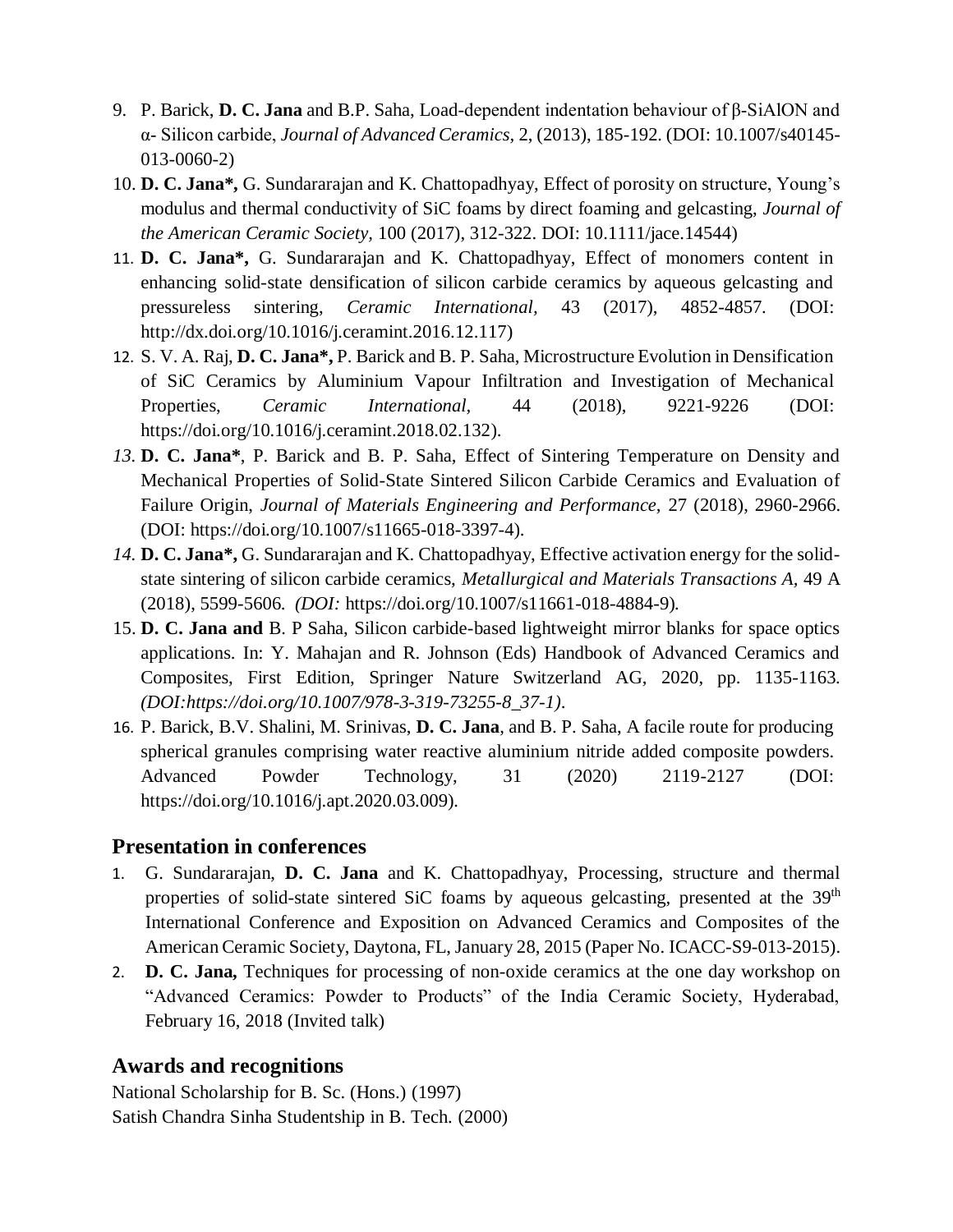9. P. Barick, **D. C. Jana** and B.P. Saha, Load-dependent indentation behaviour of β-SiAlON and α- Silicon carbide, *Journal of Advanced Ceramics,* 2, (2013), 185-192. (DOI: 10.1007/s40145-013-0060-2)
10. **D. C. Jana*,** G. Sundararajan and K. Chattopadhyay, Effect of porosity on structure, Young's modulus and thermal conductivity of SiC foams by direct foaming and gelcasting, *Journal of the American Ceramic Society,* 100 (2017), 312-322. DOI: 10.1111/jace.14544)
11. **D. C. Jana*,** G. Sundararajan and K. Chattopadhyay, Effect of monomers content in enhancing solid-state densification of silicon carbide ceramics by aqueous gelcasting and pressureless sintering, *Ceramic International,* 43 (2017), 4852-4857. (DOI: http://dx.doi.org/10.1016/j.ceramint.2016.12.117)
12. S. V. A. Raj, **D. C. Jana*,** P. Barick and B. P. Saha, Microstructure Evolution in Densification of SiC Ceramics by Aluminium Vapour Infiltration and Investigation of Mechanical Properties, *Ceramic International,* 44 (2018), 9221-9226 (DOI: https://doi.org/10.1016/j.ceramint.2018.02.132).
13. **D. C. Jana***, P. Barick and B. P. Saha, Effect of Sintering Temperature on Density and Mechanical Properties of Solid-State Sintered Silicon Carbide Ceramics and Evaluation of Failure Origin, *Journal of Materials Engineering and Performance*, 27 (2018), 2960-2966. (DOI: https://doi.org/10.1007/s11665-018-3397-4).
14. **D. C. Jana*,** G. Sundararajan and K. Chattopadhyay, Effective activation energy for the solid-state sintering of silicon carbide ceramics, *Metallurgical and Materials Transactions A*, 49 A (2018), 5599-5606. *(DOI:* https://doi.org/10.1007/s11661-018-4884-9).
15. **D. C. Jana and** B. P Saha, Silicon carbide-based lightweight mirror blanks for space optics applications. In: Y. Mahajan and R. Johnson (Eds) Handbook of Advanced Ceramics and Composites, First Edition, Springer Nature Switzerland AG, 2020, pp. 1135-1163. *(DOI:https://doi.org/10.1007/978-3-319-73255-8_37-1)*.
16. P. Barick, B.V. Shalini, M. Srinivas, **D. C. Jana**, and B. P. Saha, A facile route for producing spherical granules comprising water reactive aluminium nitride added composite powders. Advanced Powder Technology, 31 (2020) 2119-2127 (DOI: https://doi.org/10.1016/j.apt.2020.03.009).

## Presentation in conferences

1. G. Sundararajan, **D. C. Jana** and K. Chattopadhyay, Processing, structure and thermal properties of solid-state sintered SiC foams by aqueous gelcasting, presented at the 39th International Conference and Exposition on Advanced Ceramics and Composites of the American Ceramic Society, Daytona, FL, January 28, 2015 (Paper No. ICACC-S9-013-2015).
2. **D. C. Jana,** Techniques for processing of non-oxide ceramics at the one day workshop on "Advanced Ceramics: Powder to Products" of the India Ceramic Society, Hyderabad, February 16, 2018 (Invited talk)

## Awards and recognitions

National Scholarship for B. Sc. (Hons.) (1997)

Satish Chandra Sinha Studentship in B. Tech. (2000)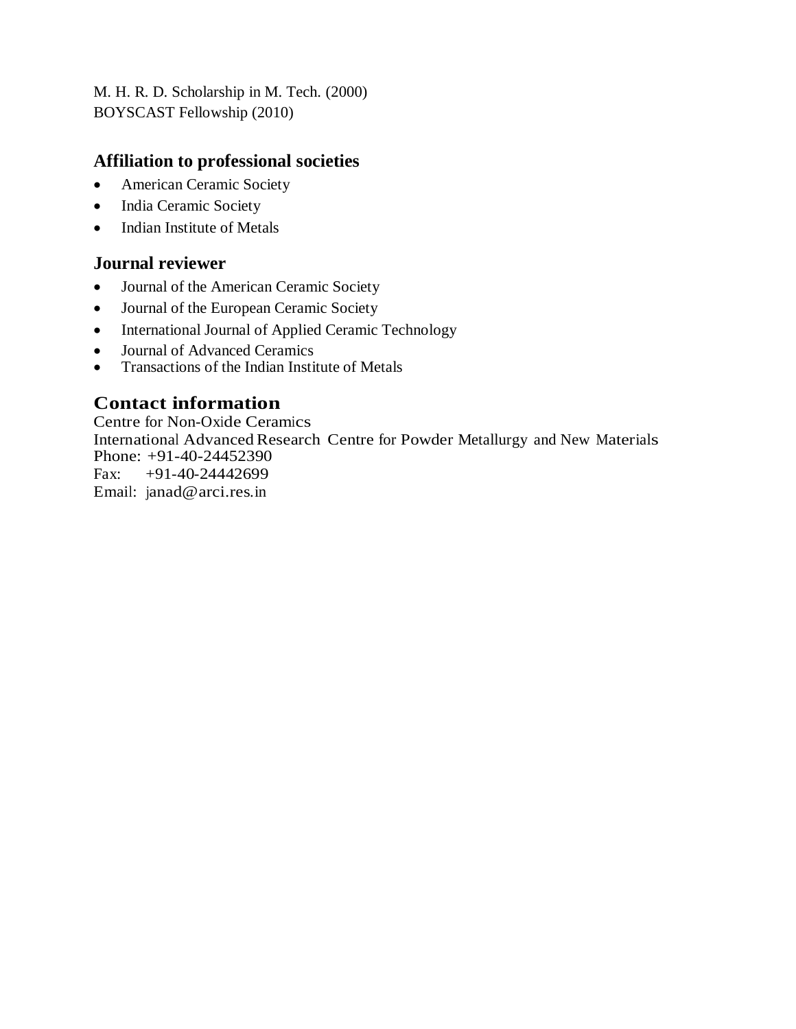M. H. R. D. Scholarship in M. Tech. (2000)
BOYSCAST Fellowship (2010)

## Affiliation to professional societies

- American Ceramic Society
- India Ceramic Society
- Indian Institute of Metals

## Journal reviewer

- Journal of the American Ceramic Society
- Journal of the European Ceramic Society
- International Journal of Applied Ceramic Technology
- Journal of Advanced Ceramics
- Transactions of the Indian Institute of Metals

## Contact information

Centre for Non-Oxide Ceramics
International Advanced Research Centre for Powder Metallurgy and New Materials
Phone: +91-40-24452390
Fax: +91-40-24442699
Email: janad@arci.res.in